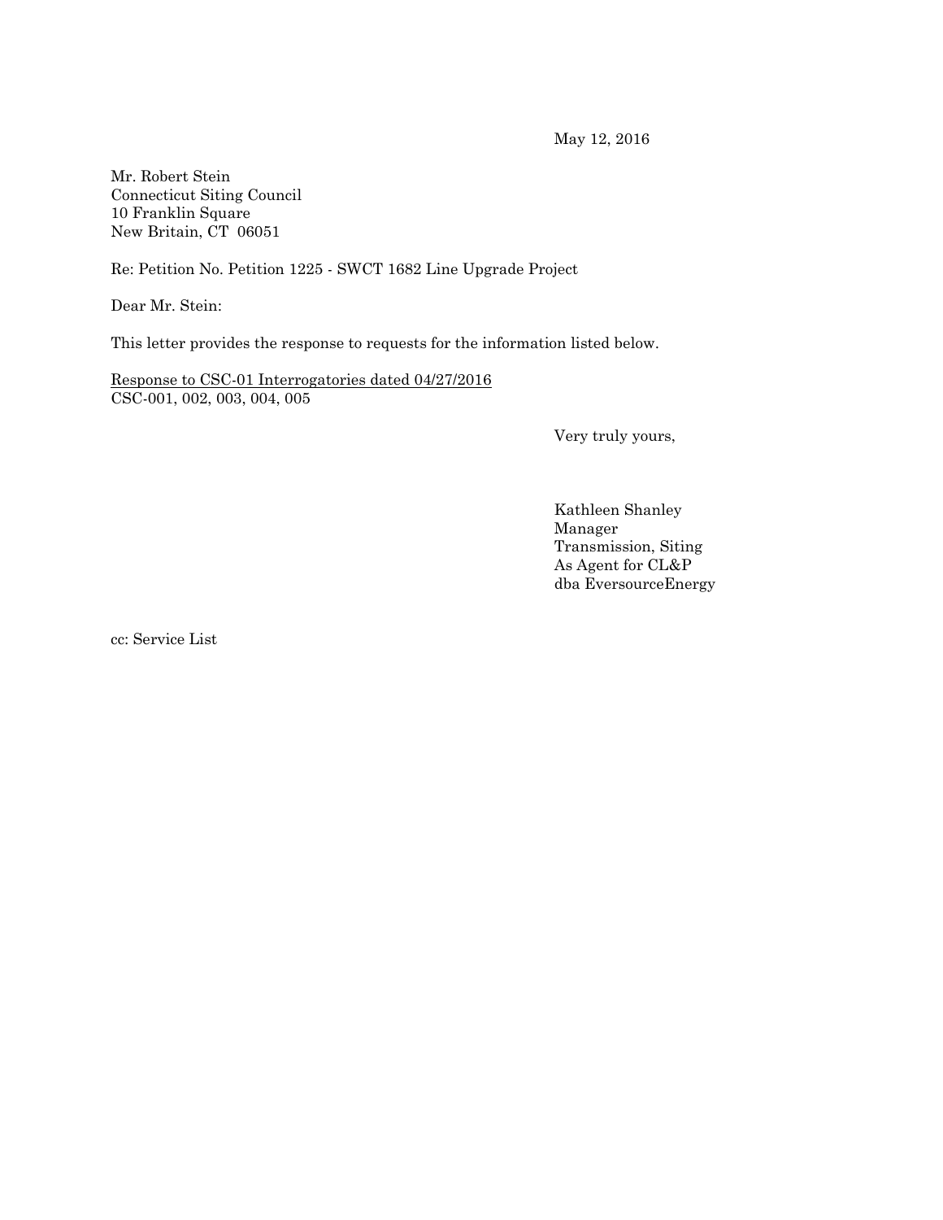May 12, 2016

Mr. Robert Stein
Connecticut Siting Council
10 Franklin Square
New Britain, CT 06051

Re: Petition No. Petition 1225 - SWCT 1682 Line Upgrade Project

Dear Mr. Stein:

This letter provides the response to requests for the information listed below.

<u>Response to CSC-01 Interrogatories dated 04/27/2016</u>
CSC-001, 002, 003, 004, 005

Very truly yours,

Kathleen Shanley
Manager
Transmission, Siting
As Agent for CL&P
dba EversourceEnergy

cc: Service List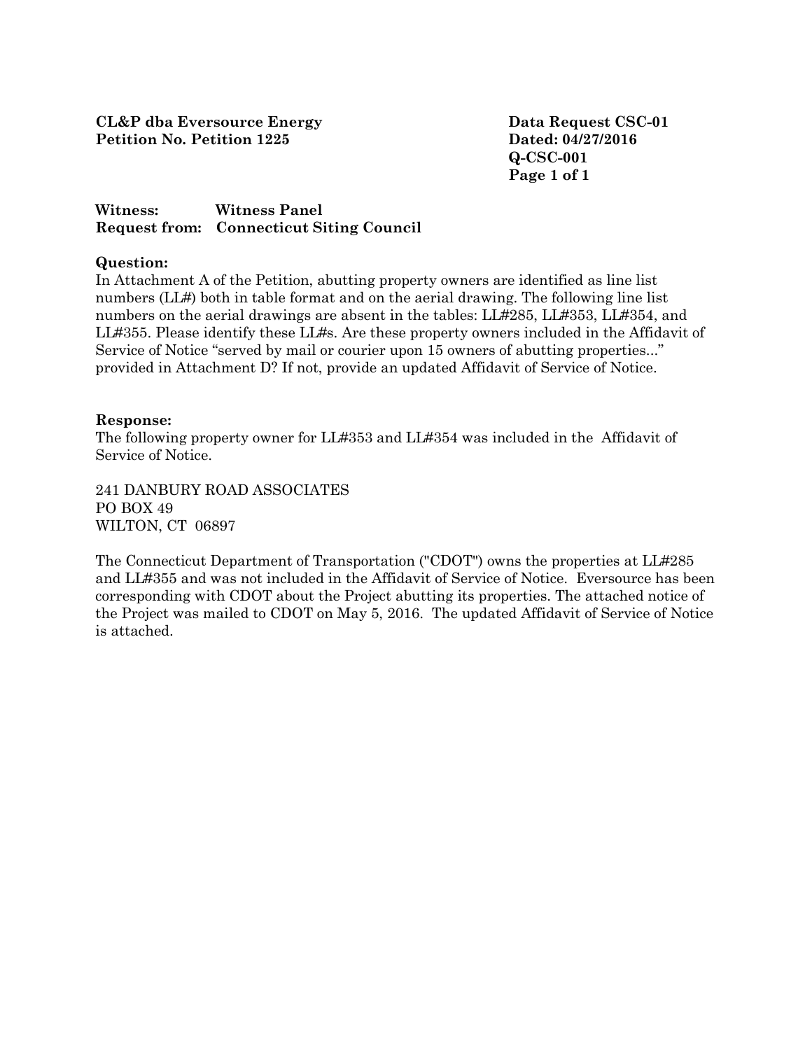**CL&P dba Eversource Energy**
**Petition No. Petition 1225**

**Data Request CSC-01**
**Dated: 04/27/2016**
**Q-CSC-001**

**Witness:** Witness Panel
**Request from:** Connecticut Siting Council

**Question:**

In Attachment A of the Petition, abutting property owners are identified as line list numbers (LL#) both in table format and on the aerial drawing. The following line list numbers on the aerial drawings are absent in the tables: LL#285, LL#353, LL#354, and LL#355. Please identify these LL#s. Are these property owners included in the Affidavit of Service of Notice "served by mail or courier upon 15 owners of abutting properties..." provided in Attachment D? If not, provide an updated Affidavit of Service of Notice.

**Response:**

The following property owner for LL#353 and LL#354 was included in the Affidavit of Service of Notice.

241 DANBURY ROAD ASSOCIATES
PO BOX 49
WILTON, CT 06897

The Connecticut Department of Transportation ("CDOT") owns the properties at LL#285 and LL#355 and was not included in the Affidavit of Service of Notice. Eversource has been corresponding with CDOT about the Project abutting its properties. The attached notice of the Project was mailed to CDOT on May 5, 2016. The updated Affidavit of Service of Notice is attached.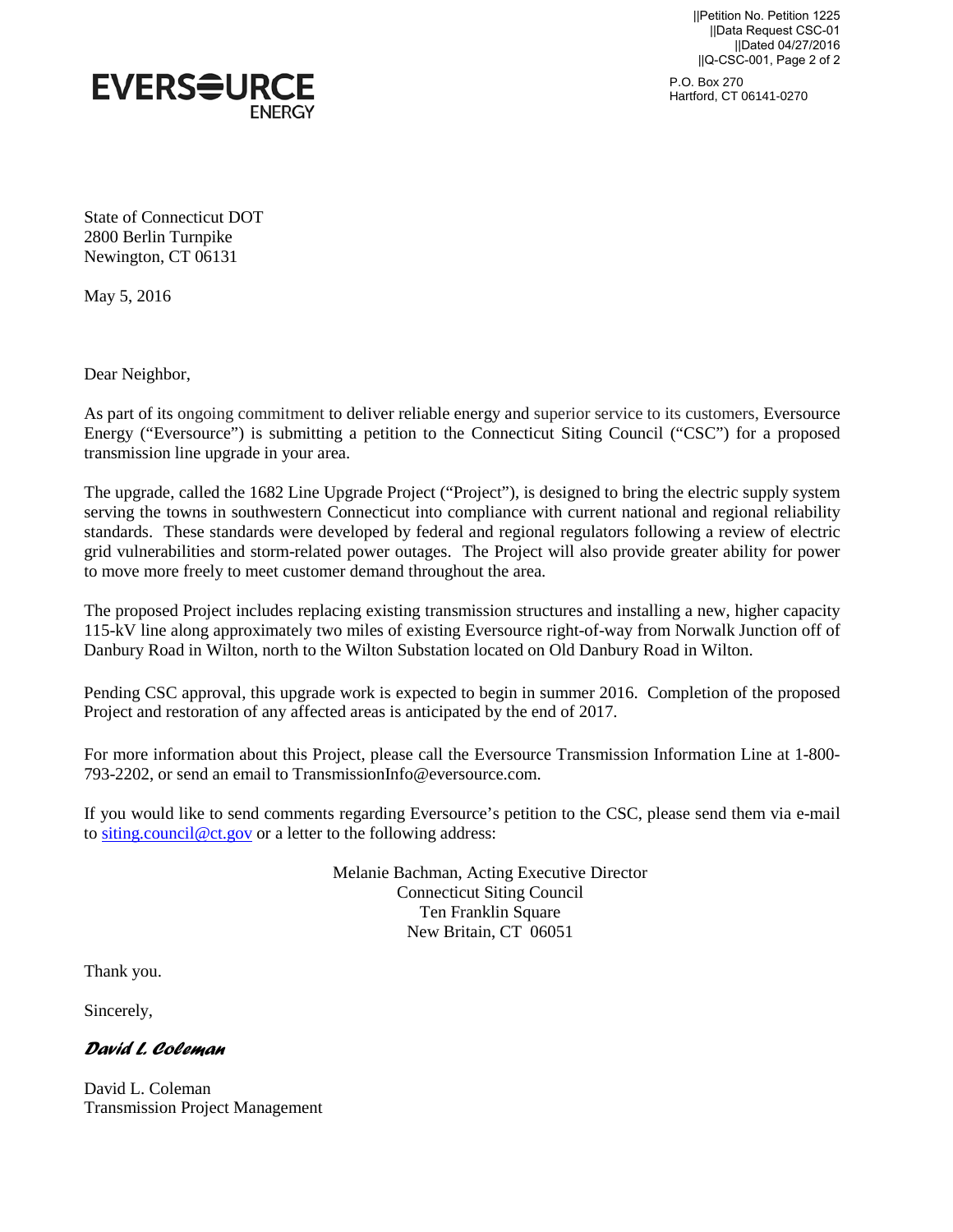EVERSOURCE ENERGY

P.O. Box 270
Hartford, CT 06141-0270

State of Connecticut DOT
2800 Berlin Turnpike
Newington, CT 06131

May 5, 2016

Dear Neighbor,

As part of its ongoing commitment to deliver reliable energy and superior service to its customers, Eversource Energy ("Eversource") is submitting a petition to the Connecticut Siting Council ("CSC") for a proposed transmission line upgrade in your area.

The upgrade, called the 1682 Line Upgrade Project ("Project"), is designed to bring the electric supply system serving the towns in southwestern Connecticut into compliance with current national and regional reliability standards. These standards were developed by federal and regional regulators following a review of electric grid vulnerabilities and storm-related power outages. The Project will also provide greater ability for power to move more freely to meet customer demand throughout the area.

The proposed Project includes replacing existing transmission structures and installing a new, higher capacity 115-kV line along approximately two miles of existing Eversource right-of-way from Norwalk Junction off of Danbury Road in Wilton, north to the Wilton Substation located on Old Danbury Road in Wilton.

Pending CSC approval, this upgrade work is expected to begin in summer 2016. Completion of the proposed Project and restoration of any affected areas is anticipated by the end of 2017.

For more information about this Project, please call the Eversource Transmission Information Line at 1-800-793-2202, or send an email to TransmissionInfo@eversource.com.

If you would like to send comments regarding Eversource's petition to the CSC, please send them via e-mail to siting.council@ct.gov or a letter to the following address:

Melanie Bachman, Acting Executive Director
Connecticut Siting Council
Ten Franklin Square
New Britain, CT 06051

Thank you.

Sincerely,

*David L. Coleman*

David L. Coleman
Transmission Project Management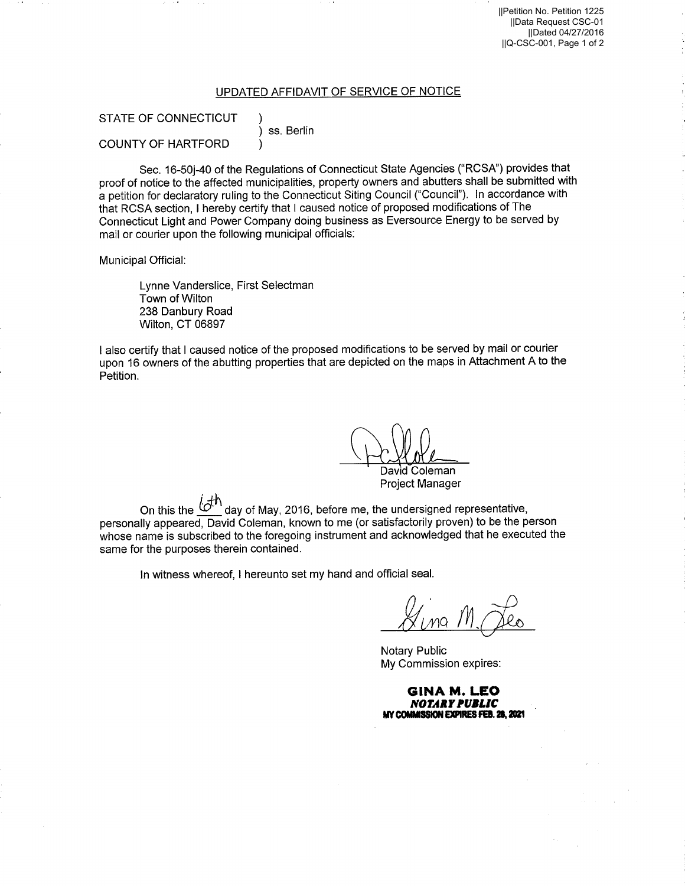## UPDATED AFFIDAVIT OF SERVICE OF NOTICE

STATE OF CONNECTICUT )
) ss. Berlin
COUNTY OF HARTFORD )

Sec. 16-50j-40 of the Regulations of Connecticut State Agencies ("RCSA") provides that proof of notice to the affected municipalities, property owners and abutters shall be submitted with a petition for declaratory ruling to the Connecticut Siting Council ("Council"). In accordance with that RCSA section, I hereby certify that I caused notice of proposed modifications of The Connecticut Light and Power Company doing business as Eversource Energy to be served by mail or courier upon the following municipal officials:

Municipal Official:

Lynne Vanderslice, First Selectman
Town of Wilton
238 Danbury Road
Wilton, CT 06897

I also certify that I caused notice of the proposed modifications to be served by mail or courier upon 16 owners of the abutting properties that are depicted on the maps in Attachment A to the Petition.

David Coleman
Project Manager

On this the 6th day of May, 2016, before me, the undersigned representative, personally appeared, David Coleman, known to me (or satisfactorily proven) to be the person whose name is subscribed to the foregoing instrument and acknowledged that he executed the same for the purposes therein contained.

In witness whereof, I hereunto set my hand and official seal.

Notary Public
My Commission expires:

**GINA M. LEO**
***NOTARY PUBLIC***
**MY COMMISSION EXPIRES FEB. 28, 2021**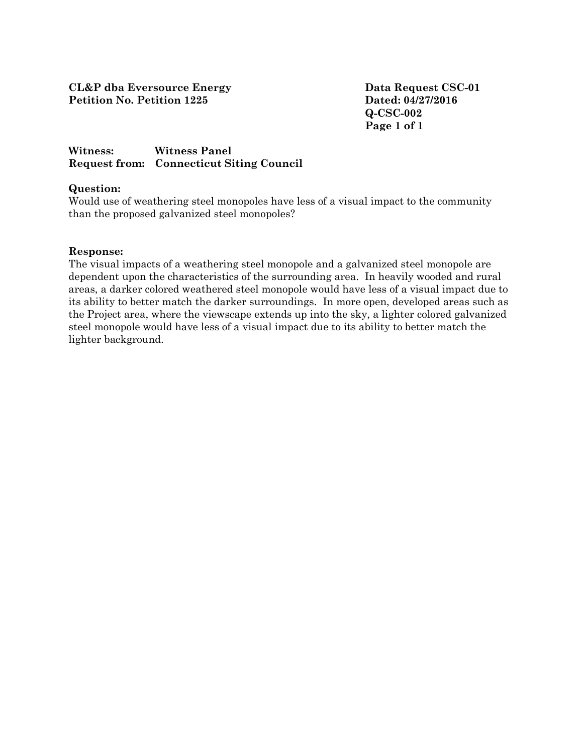**CL&P dba Eversource Energy**
**Petition No. Petition 1225**

**Data Request CSC-01**
**Dated: 04/27/2016**
**Q-CSC-002**

**Witness:** **Witness Panel**
**Request from:** **Connecticut Siting Council**

**Question:**
Would use of weathering steel monopoles have less of a visual impact to the community than the proposed galvanized steel monopoles?

**Response:**
The visual impacts of a weathering steel monopole and a galvanized steel monopole are dependent upon the characteristics of the surrounding area. In heavily wooded and rural areas, a darker colored weathered steel monopole would have less of a visual impact due to its ability to better match the darker surroundings. In more open, developed areas such as the Project area, where the viewscape extends up into the sky, a lighter colored galvanized steel monopole would have less of a visual impact due to its ability to better match the lighter background.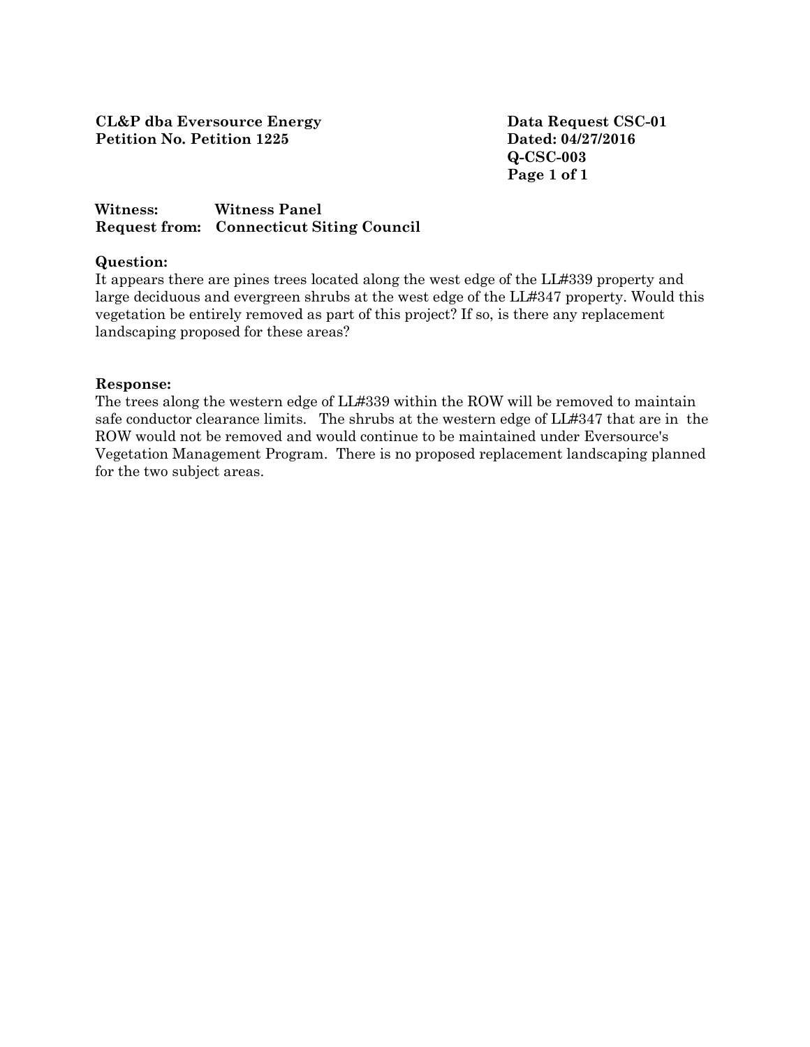**CL&P dba Eversource Energy**
**Petition No. Petition 1225**

**Data Request CSC-01**
**Dated: 04/27/2016**
**Q-CSC-003**

**Witness:** Witness Panel
**Request from:** Connecticut Siting Council

**Question:**

It appears there are pines trees located along the west edge of the LL#339 property and large deciduous and evergreen shrubs at the west edge of the LL#347 property. Would this vegetation be entirely removed as part of this project? If so, is there any replacement landscaping proposed for these areas?

**Response:**

The trees along the western edge of LL#339 within the ROW will be removed to maintain safe conductor clearance limits. The shrubs at the western edge of LL#347 that are in the ROW would not be removed and would continue to be maintained under Eversource's Vegetation Management Program. There is no proposed replacement landscaping planned for the two subject areas.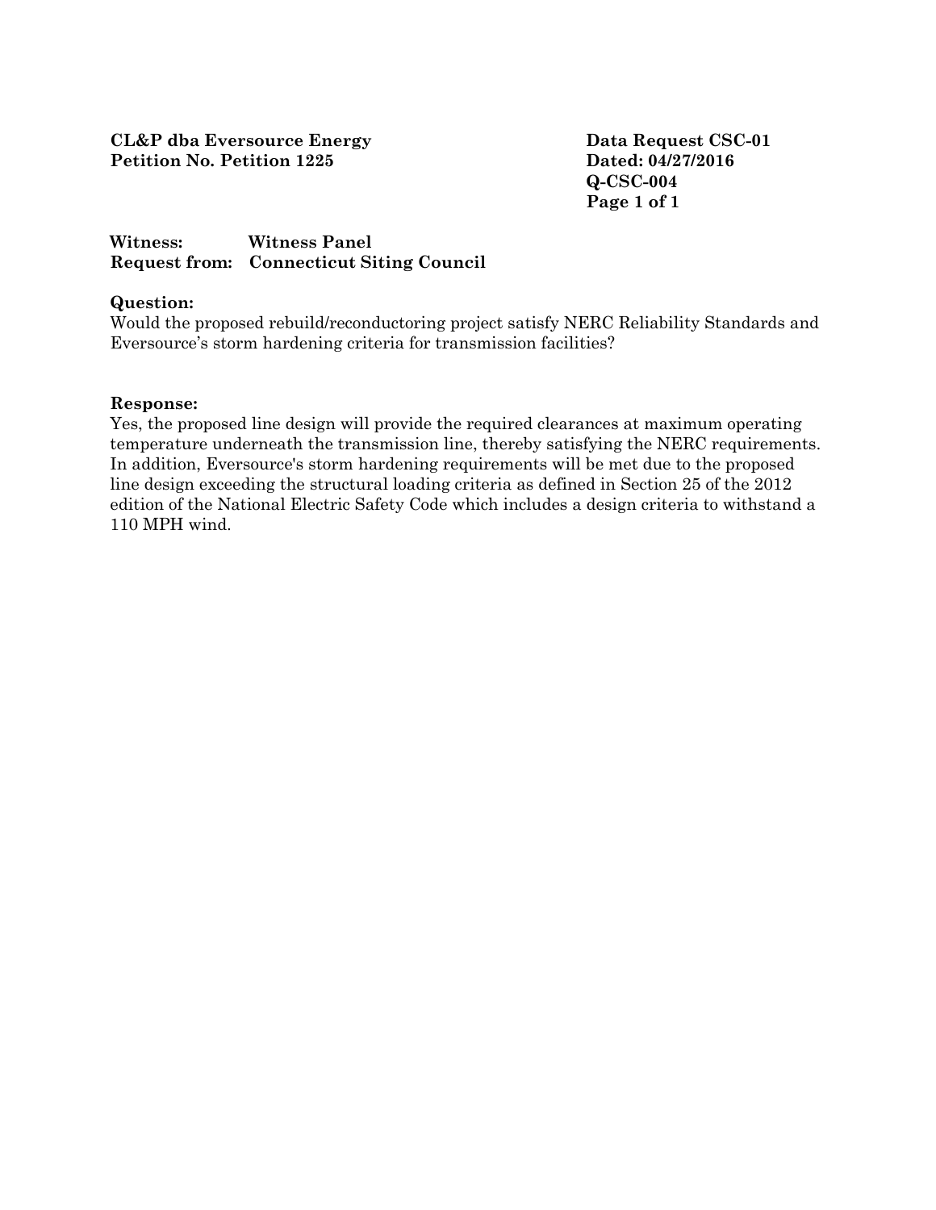**CL&P dba Eversource Energy**
**Petition No. Petition 1225**

**Data Request CSC-01**
**Dated: 04/27/2016**
**Q-CSC-004**

**Witness:** Witness Panel
**Request from:** Connecticut Siting Council

**Question:**

Would the proposed rebuild/reconductoring project satisfy NERC Reliability Standards and Eversource's storm hardening criteria for transmission facilities?

**Response:**

Yes, the proposed line design will provide the required clearances at maximum operating temperature underneath the transmission line, thereby satisfying the NERC requirements. In addition, Eversource's storm hardening requirements will be met due to the proposed line design exceeding the structural loading criteria as defined in Section 25 of the 2012 edition of the National Electric Safety Code which includes a design criteria to withstand a 110 MPH wind.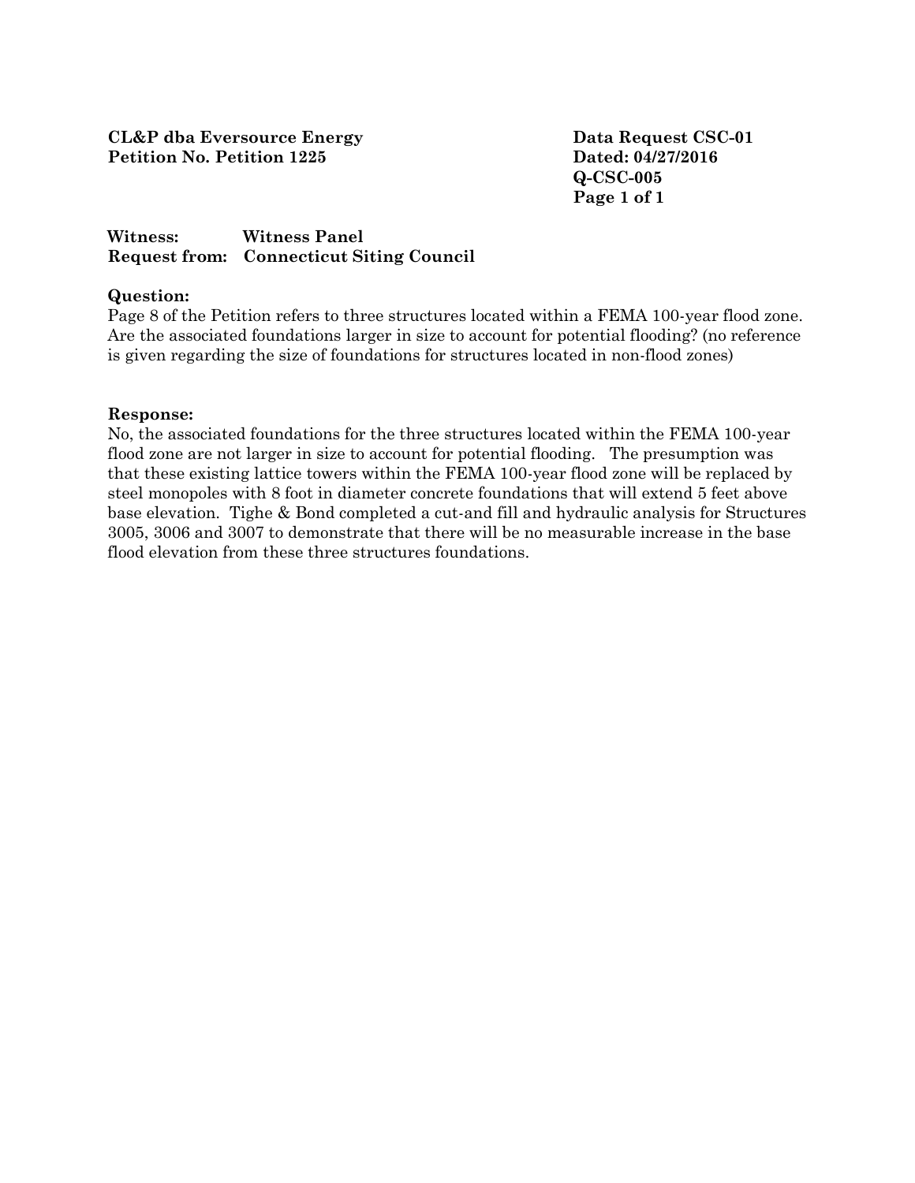**CL&P dba Eversource Energy**
**Petition No. Petition 1225**

**Data Request CSC-01**
**Dated: 04/27/2016**
**Q-CSC-005**

**Witness:** **Witness Panel**
**Request from:** **Connecticut Siting Council**

**Question:**

Page 8 of the Petition refers to three structures located within a FEMA 100-year flood zone. Are the associated foundations larger in size to account for potential flooding? (no reference is given regarding the size of foundations for structures located in non-flood zones)

**Response:**

No, the associated foundations for the three structures located within the FEMA 100-year flood zone are not larger in size to account for potential flooding. The presumption was that these existing lattice towers within the FEMA 100-year flood zone will be replaced by steel monopoles with 8 foot in diameter concrete foundations that will extend 5 feet above base elevation. Tighe & Bond completed a cut-and fill and hydraulic analysis for Structures 3005, 3006 and 3007 to demonstrate that there will be no measurable increase in the base flood elevation from these three structures foundations.